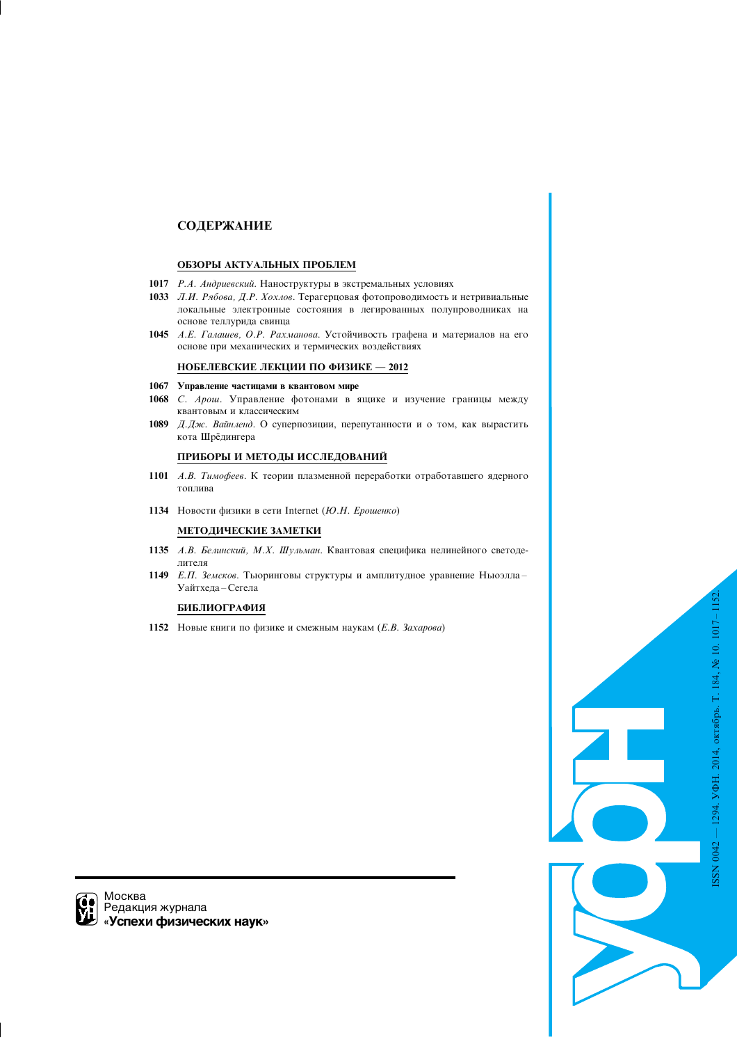# СОДЕРЖАНИЕ

## ОБЗОРЫ АКТУАЛЬНЫХ ПРОБЛЕМ

**1017** *Р.А. Андриевский*. Наноструктуры в экстремальных условиях

**1033** *Л.И. Рябова, Д.Р. Хохлов*. Терагерцовая фотопроводимость и нетривиальные локальные электронные состояния в легированных полупроводниках на основе теллурида свинца

**1045** *А.Е. Галашев, О.Р. Рахманова*. Устойчивость графена и материалов на его основе при механических и термических воздействиях

## НОБЕЛЕВСКИЕ ЛЕКЦИИ ПО ФИЗИКЕ — 2012

**1067** **Управление частицами в квантовом мире**

**1068** *С. Арош*. Управление фотонами в ящике и изучение границы между квантовым и классическим

**1089** *Д.Дж. Вайнленд*. О суперпозиции, перепутанности и о том, как вырастить кота Шрёдингера

## ПРИБОРЫ И МЕТОДЫ ИССЛЕДОВАНИЙ

**1101** *А.В. Тимофеев*. К теории плазменной переработки отработавшего ядерного топлива

**1134** Новости физики в сети Internet (*Ю.Н. Ерошенко*)

## МЕТОДИЧЕСКИЕ ЗАМЕТКИ

**1135** *А.В. Белинский, М.Х. Шульман*. Квантовая специфика нелинейного светоделителя

**1149** *Е.П. Земсков*. Тьюринговы структуры и амплитудное уравнение Ньюэлла – Уайтхеда – Сегела

## БИБЛИОГРАФИЯ

**1152** Новые книги по физике и смежным наукам (*Е.В. Захарова*)

Москва
Редакция журнала
**«Успехи физических наук»**

ISSN 0042 — 1294. УФН. 2014, октябрь. Т. 184, № 10. 1017–1152.

УФН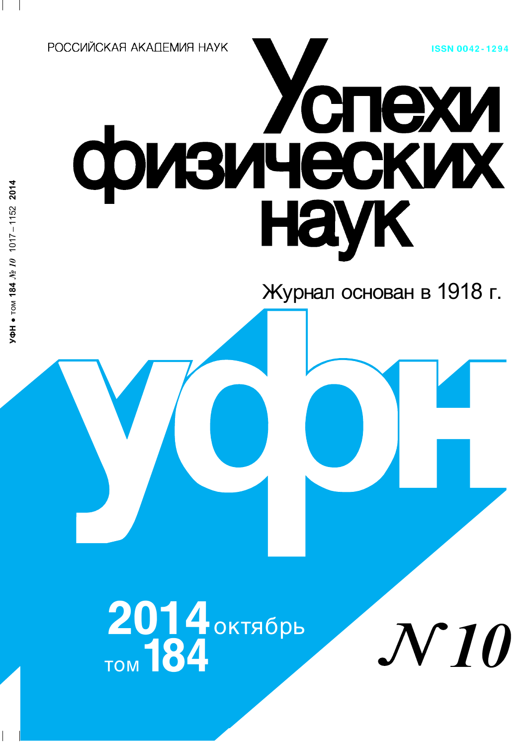РОССИЙСКАЯ АКАДЕМИЯ НАУК

ISSN 0042-1294

# Успехи физических наук

Журнал основан в 1918 г.

# УФН

2014 октябрь

том 184

№ 10

УФН • том 184 № 10 1017–1152 2014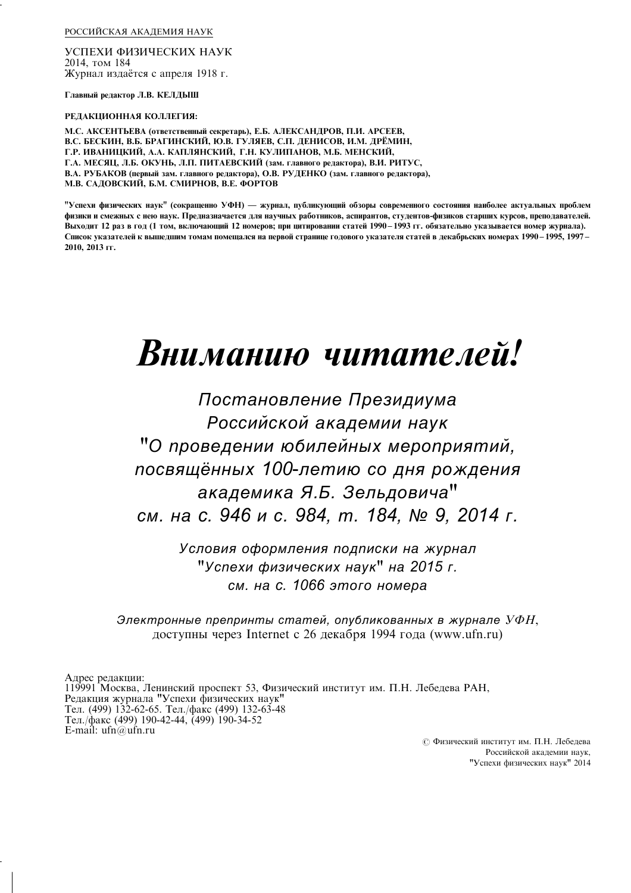РОССИЙСКАЯ АКАДЕМИЯ НАУК

УСПЕХИ ФИЗИЧЕСКИХ НАУК
2014, том 184
Журнал издаётся с апреля 1918 г.

**Главный редактор Л.В. КЕЛДЫШ**

**РЕДАКЦИОННАЯ КОЛЛЕГИЯ:**

**М.С. АКСЕНТЬЕВА (ответственный секретарь), Е.Б. АЛЕКСАНДРОВ, П.И. АРСЕЕВ, В.С. БЕСКИН, В.Б. БРАГИНСКИЙ, Ю.В. ГУЛЯЕВ, С.П. ДЕНИСОВ, И.М. ДРЁМИН, Г.Р. ИВАНИЦКИЙ, А.А. КАПЛЯНСКИЙ, Г.Н. КУЛИПАНОВ, М.Б. МЕНСКИЙ, Г.А. МЕСЯЦ, Л.Б. ОКУНЬ, Л.П. ПИТАЕВСКИЙ (зам. главного редактора), В.И. РИТУС, В.А. РУБАКОВ (первый зам. главного редактора), О.В. РУДЕНКО (зам. главного редактора), М.В. САДОВСКИЙ, Б.М. СМИРНОВ, В.Е. ФОРТОВ**

**"Успехи физических наук" (сокращенно УФН) — журнал, публикующий обзоры современного состояния наиболее актуальных проблем физики и смежных с нею наук. Предназначается для научных работников, аспирантов, студентов-физиков старших курсов, преподавателей. Выходит 12 раз в год (1 том, включающий 12 номеров; при цитировании статей 1990–1993 гг. обязательно указывается номер журнала). Список указателей к вышедшим томам помещался на первой странице годового указателя статей в декабрьских номерах 1990–1995, 1997–2010, 2013 гг.**

# *Вниманию читателей!*

*Постановление Президиума Российской академии наук "О проведении юбилейных мероприятий, посвящённых 100-летию со дня рождения академика Я.Б. Зельдовича" см. на с. 946 и с. 984, т. 184, № 9, 2014 г.*

*Условия оформления подписки на журнал "Успехи физических наук" на 2015 г. см. на с. 1066 этого номера*

*Электронные препринты статей, опубликованных в журнале УФН,* доступны через Internet с 26 декабря 1994 года (www.ufn.ru)

Адрес редакции:
119991 Москва, Ленинский проспект 53, Физический институт им. П.Н. Лебедева РАН,
Редакция журнала "Успехи физических наук"
Тел. (499) 132-62-65. Тел./факс (499) 132-63-48
Тел./факс (499) 190-42-44, (499) 190-34-52
E-mail: ufn@ufn.ru

© Физический институт им. П.Н. Лебедева
Российской академии наук,
"Успехи физических наук" 2014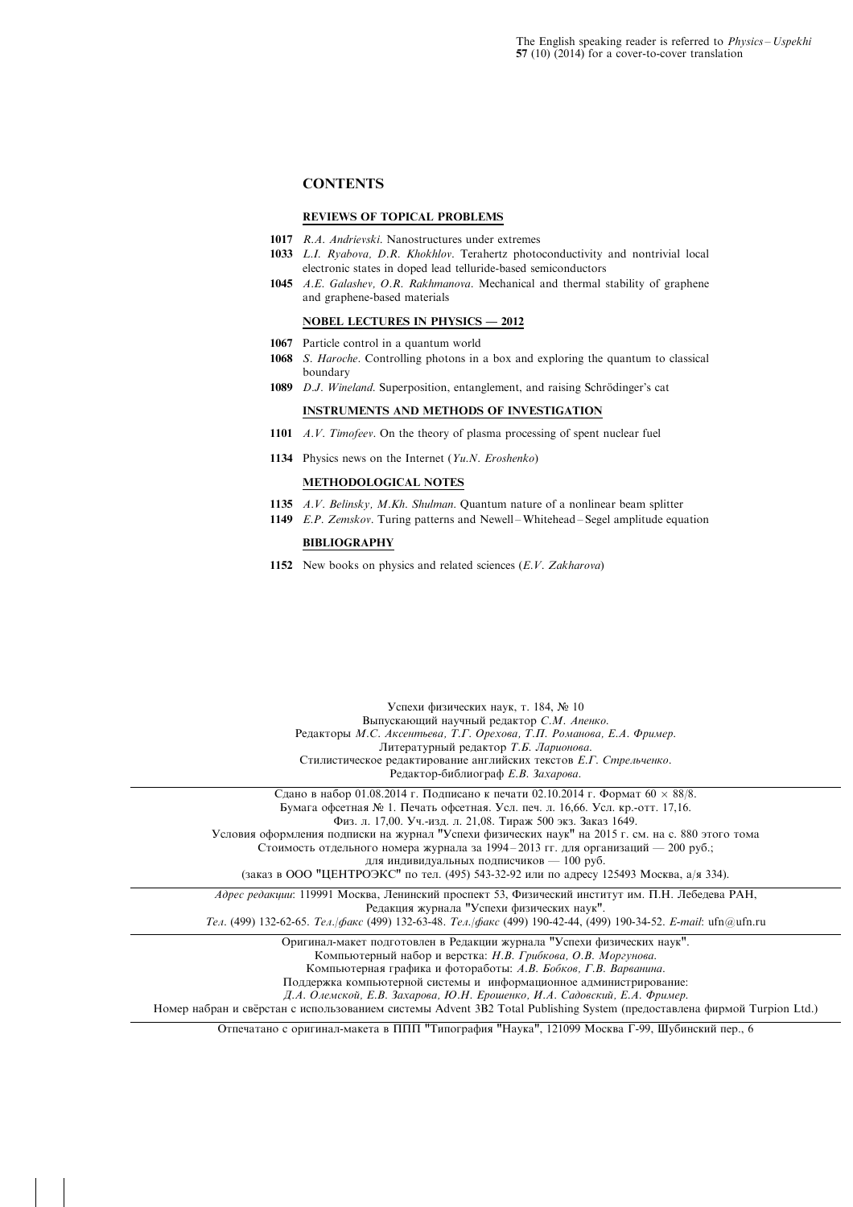The English speaking reader is referred to *Physics – Uspekhi* **57** (10) (2014) for a cover-to-cover translation

## CONTENTS

### REVIEWS OF TOPICAL PROBLEMS

**1017** *R.A. Andrievski*. Nanostructures under extremes

**1033** *L.I. Ryabova, D.R. Khokhlov*. Terahertz photoconductivity and nontrivial local electronic states in doped lead telluride-based semiconductors

**1045** *A.E. Galashev, O.R. Rakhmanova*. Mechanical and thermal stability of graphene and graphene-based materials

### NOBEL LECTURES IN PHYSICS — 2012

**1067** Particle control in a quantum world

**1068** *S. Haroche*. Controlling photons in a box and exploring the quantum to classical boundary

**1089** *D.J. Wineland*. Superposition, entanglement, and raising Schrödinger's cat

### INSTRUMENTS AND METHODS OF INVESTIGATION

**1101** *A.V. Timofeev*. On the theory of plasma processing of spent nuclear fuel

**1134** Physics news on the Internet (*Yu.N. Eroshenko*)

### METHODOLOGICAL NOTES

**1135** *A.V. Belinsky, M.Kh. Shulman*. Quantum nature of a nonlinear beam splitter

**1149** *E.P. Zemskov*. Turing patterns and Newell – Whitehead – Segel amplitude equation

### BIBLIOGRAPHY

**1152** New books on physics and related sciences (*E.V. Zakharova*)

Успехи физических наук, т. 184, № 10
Выпускающий научный редактор *С.М. Апенко*.
Редакторы *М.С. Аксентьева, Т.Г. Орехова, Т.П. Романова, Е.А. Фример*.
Литературный редактор *Т.Б. Ларионова*.
Стилистическое редактирование английских текстов *Е.Г. Стрельченко*.
Редактор-библиограф *Е.В. Захарова*.

Сдано в набор 01.08.2014 г. Подписано к печати 02.10.2014 г. Формат 60 × 88/8.
Бумага офсетная № 1. Печать офсетная. Усл. печ. л. 16,66. Усл. кр.-отт. 17,16.
Физ. л. 17,00. Уч.-изд. л. 21,08. Тираж 500 экз. Заказ 1649.
Условия оформления подписки на журнал "Успехи физических наук" на 2015 г. см. на с. 880 этого тома
Стоимость отдельного номера журнала за 1994 – 2013 гг. для организаций — 200 руб.;
для индивидуальных подписчиков — 100 руб.
(заказ в ООО "ЦЕНТРОЭКС" по тел. (495) 543-32-92 или по адресу 125493 Москва, а/я 334).

*Адрес редакции*: 119991 Москва, Ленинский проспект 53, Физический институт им. П.Н. Лебедева РАН,
Редакция журнала "Успехи физических наук".
*Тел.* (499) 132-62-65. *Тел./факс* (499) 132-63-48. *Тел./факс* (499) 190-42-44, (499) 190-34-52. *E-mail*: ufn@ufn.ru

Оригинал-макет подготовлен в Редакции журнала "Успехи физических наук".
Компьютерный набор и верстка: *Н.В. Грибкова, О.В. Моргунова*.
Компьютерная графика и фоторабoты: *А.В. Бобков, Г.В. Варванина*.
Поддержка компьютерной системы и информационное администрирование:
*Д.А. Олемской, Е.В. Захарова, Ю.Н. Ерошенко, И.А. Садовский, Е.А. Фример*.
Номер набран и свёрстан с использованием системы Advent 3B2 Total Publishing System (предоставлена фирмой Turpion Ltd.)

Отпечатано с оригинал-макета в ППП "Типография "Наука", 121099 Москва Г-99, Шубинский пер., 6